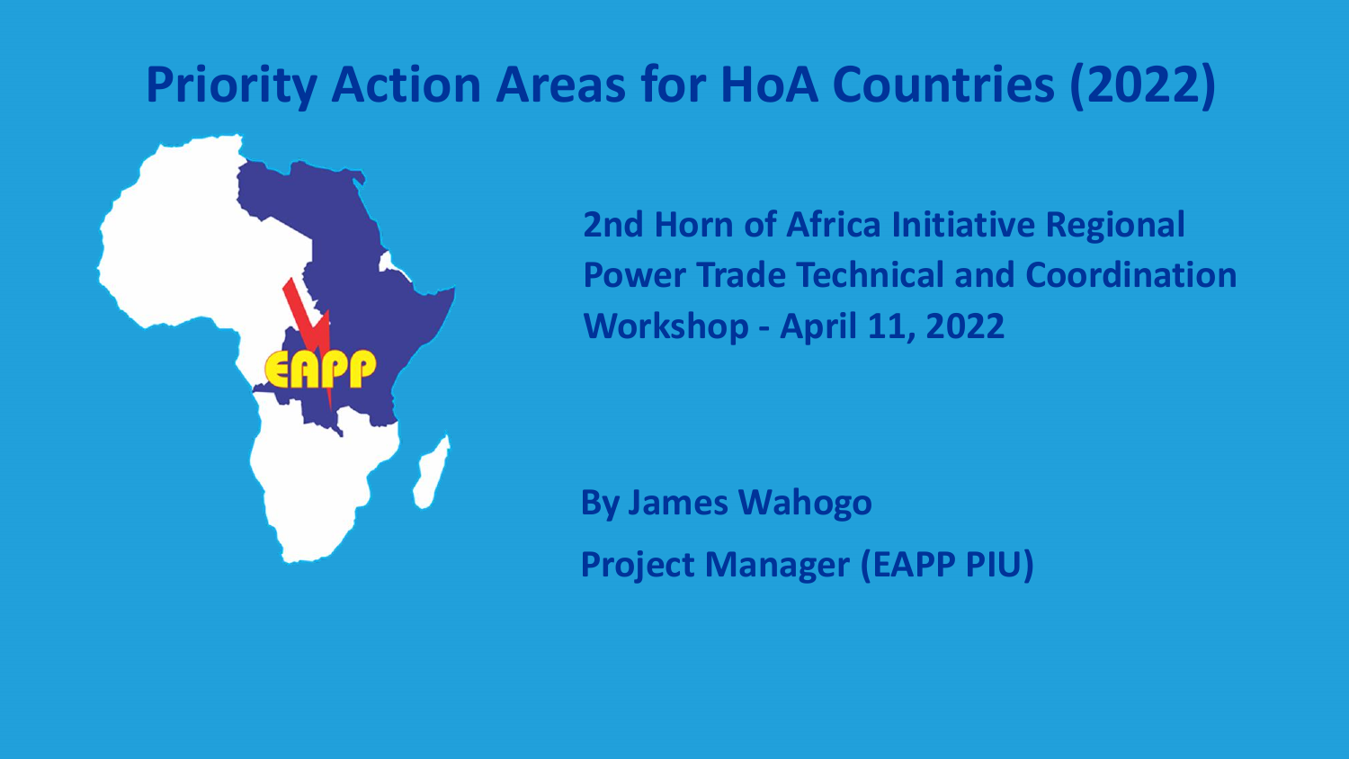# Priority Action Areas for HoA Countries (2022)

**2nd Horn of Africa Initiative Regional Power Trade Technical and Coordination Workshop - April 11, 2022**

**By James Wahogo**

**Project Manager (EAPP PIU)**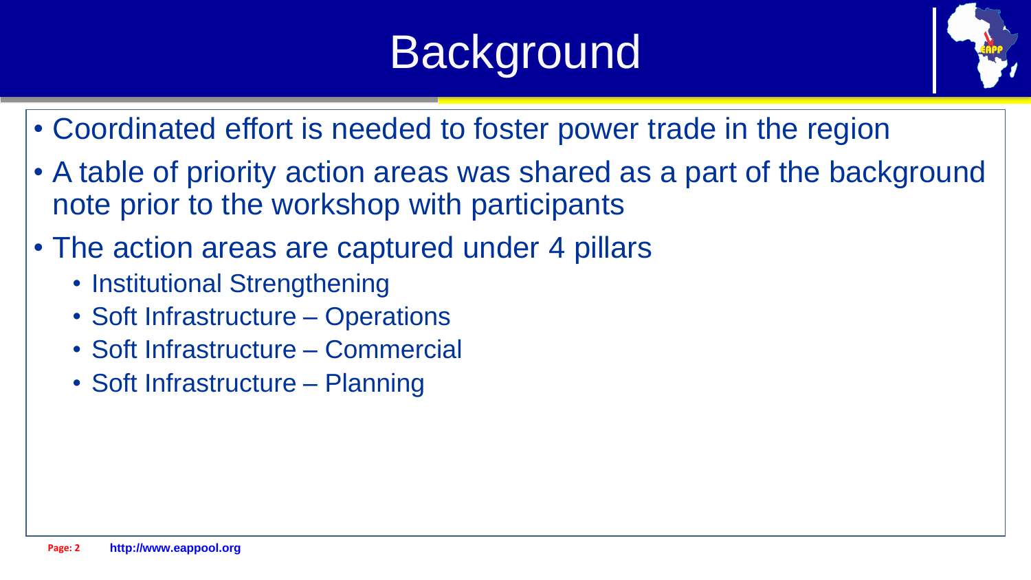# Background

- Coordinated effort is needed to foster power trade in the region
- A table of priority action areas was shared as a part of the background note prior to the workshop with participants
- The action areas are captured under 4 pillars
  - Institutional Strengthening
  - Soft Infrastructure – Operations
  - Soft Infrastructure – Commercial
  - Soft Infrastructure – Planning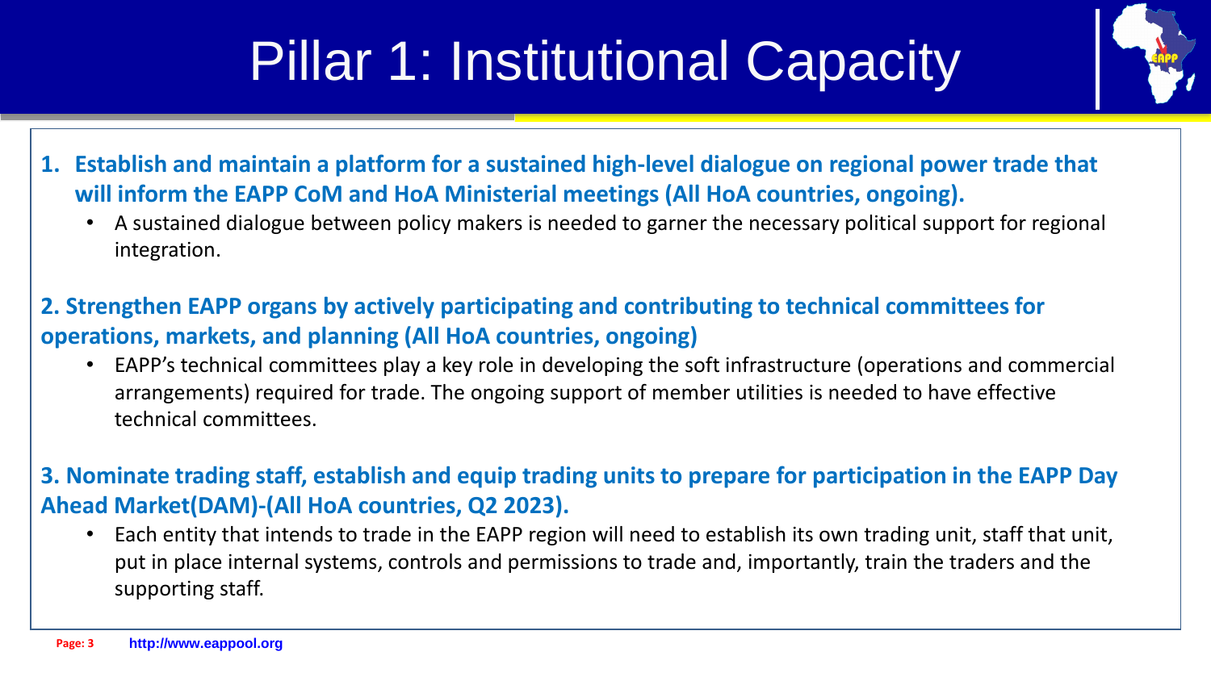# Pillar 1: Institutional Capacity

1. **Establish and maintain a platform for a sustained high-level dialogue on regional power trade that will inform the EAPP CoM and HoA Ministerial meetings (All HoA countries, ongoing).**
   - A sustained dialogue between policy makers is needed to garner the necessary political support for regional integration.

**2. Strengthen EAPP organs by actively participating and contributing to technical committees for operations, markets, and planning (All HoA countries, ongoing)**

- EAPP's technical committees play a key role in developing the soft infrastructure (operations and commercial arrangements) required for trade. The ongoing support of member utilities is needed to have effective technical committees.

**3. Nominate trading staff, establish and equip trading units to prepare for participation in the EAPP Day Ahead Market(DAM)-(All HoA countries, Q2 2023).**

- Each entity that intends to trade in the EAPP region will need to establish its own trading unit, staff that unit, put in place internal systems, controls and permissions to trade and, importantly, train the traders and the supporting staff.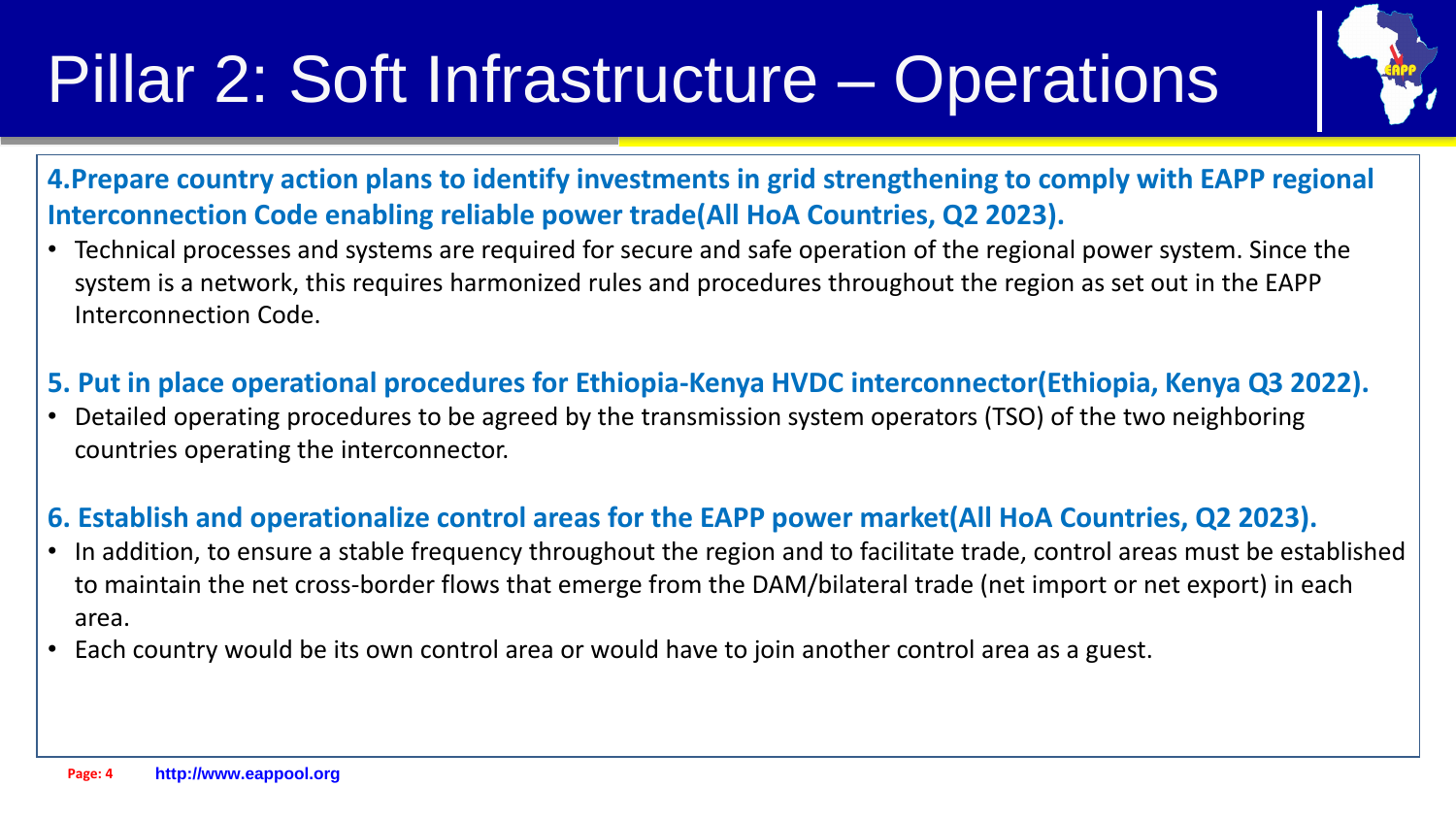# Pillar 2: Soft Infrastructure – Operations

**4.Prepare country action plans to identify investments in grid strengthening to comply with EAPP regional Interconnection Code enabling reliable power trade(All HoA Countries, Q2 2023).**

- Technical processes and systems are required for secure and safe operation of the regional power system. Since the system is a network, this requires harmonized rules and procedures throughout the region as set out in the EAPP Interconnection Code.

**5. Put in place operational procedures for Ethiopia-Kenya HVDC interconnector(Ethiopia, Kenya Q3 2022).**

- Detailed operating procedures to be agreed by the transmission system operators (TSO) of the two neighboring countries operating the interconnector.

**6. Establish and operationalize control areas for the EAPP power market(All HoA Countries, Q2 2023).**

- In addition, to ensure a stable frequency throughout the region and to facilitate trade, control areas must be established to maintain the net cross-border flows that emerge from the DAM/bilateral trade (net import or net export) in each area.
- Each country would be its own control area or would have to join another control area as a guest.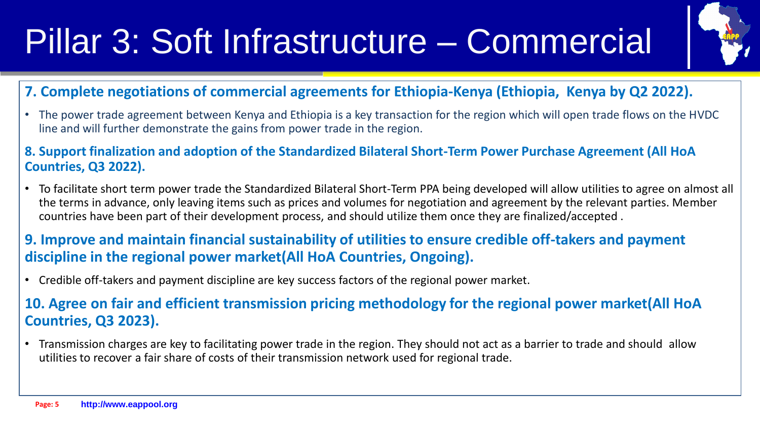# Pillar 3: Soft Infrastructure – Commercial

### 7. Complete negotiations of commercial agreements for Ethiopia-Kenya (Ethiopia, Kenya by Q2 2022).

- The power trade agreement between Kenya and Ethiopia is a key transaction for the region which will open trade flows on the HVDC line and will further demonstrate the gains from power trade in the region.

### 8. Support finalization and adoption of the Standardized Bilateral Short-Term Power Purchase Agreement (All HoA Countries, Q3 2022).

- To facilitate short term power trade the Standardized Bilateral Short-Term PPA being developed will allow utilities to agree on almost all the terms in advance, only leaving items such as prices and volumes for negotiation and agreement by the relevant parties. Member countries have been part of their development process, and should utilize them once they are finalized/accepted .

### 9. Improve and maintain financial sustainability of utilities to ensure credible off-takers and payment discipline in the regional power market(All HoA Countries, Ongoing).

- Credible off-takers and payment discipline are key success factors of the regional power market.

### 10. Agree on fair and efficient transmission pricing methodology for the regional power market(All HoA Countries, Q3 2023).

- Transmission charges are key to facilitating power trade in the region. They should not act as a barrier to trade and should allow utilities to recover a fair share of costs of their transmission network used for regional trade.

http://www.eappool.org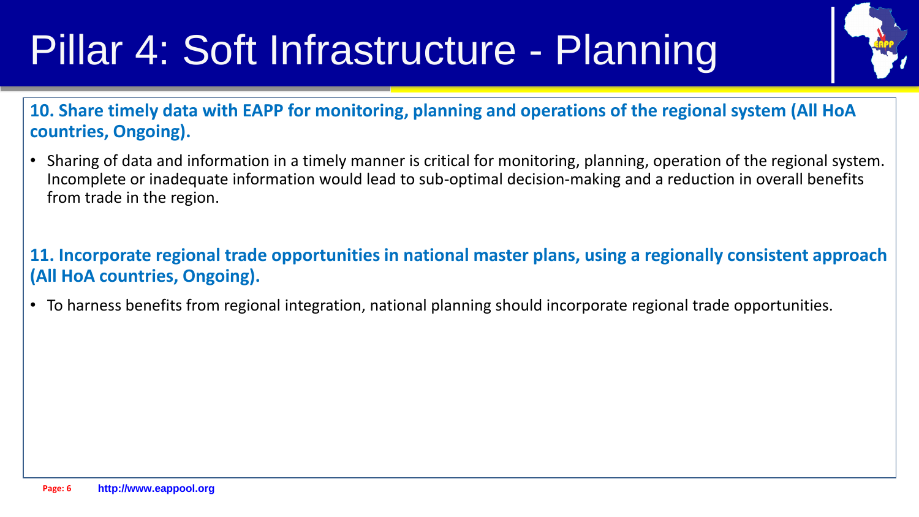# Pillar 4: Soft Infrastructure - Planning

**10. Share timely data with EAPP for monitoring, planning and operations of the regional system (All HoA countries, Ongoing).**

- Sharing of data and information in a timely manner is critical for monitoring, planning, operation of the regional system. Incomplete or inadequate information would lead to sub-optimal decision-making and a reduction in overall benefits from trade in the region.

**11. Incorporate regional trade opportunities in national master plans, using a regionally consistent approach (All HoA countries, Ongoing).**

- To harness benefits from regional integration, national planning should incorporate regional trade opportunities.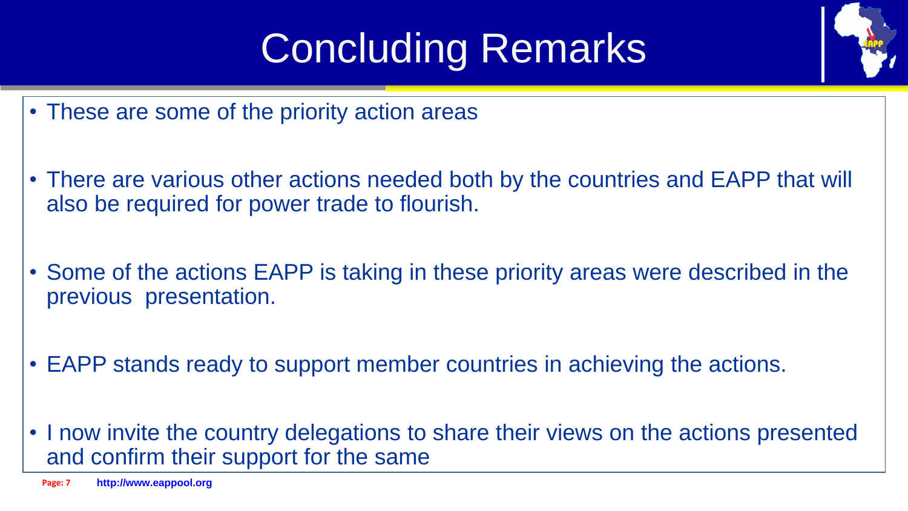# Concluding Remarks

- These are some of the priority action areas
- There are various other actions needed both by the countries and EAPP that will also be required for power trade to flourish.
- Some of the actions EAPP is taking in these priority areas were described in the previous presentation.
- EAPP stands ready to support member countries in achieving the actions.
- I now invite the country delegations to share their views on the actions presented and confirm their support for the same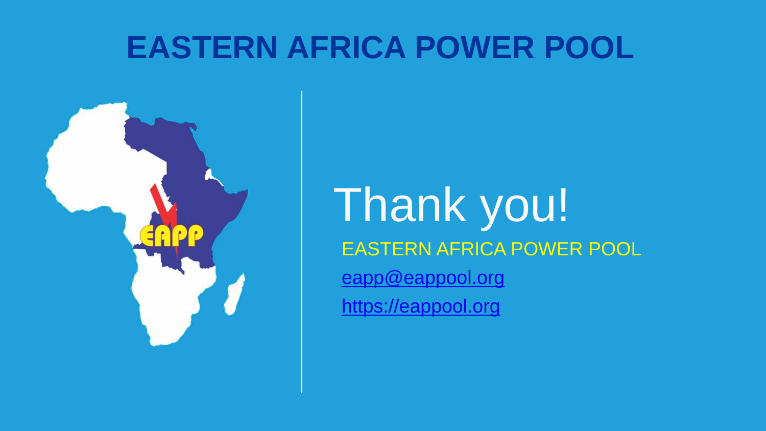# EASTERN AFRICA POWER POOL

Thank you!

EASTERN AFRICA POWER POOL

eapp@eappool.org

https://eappool.org